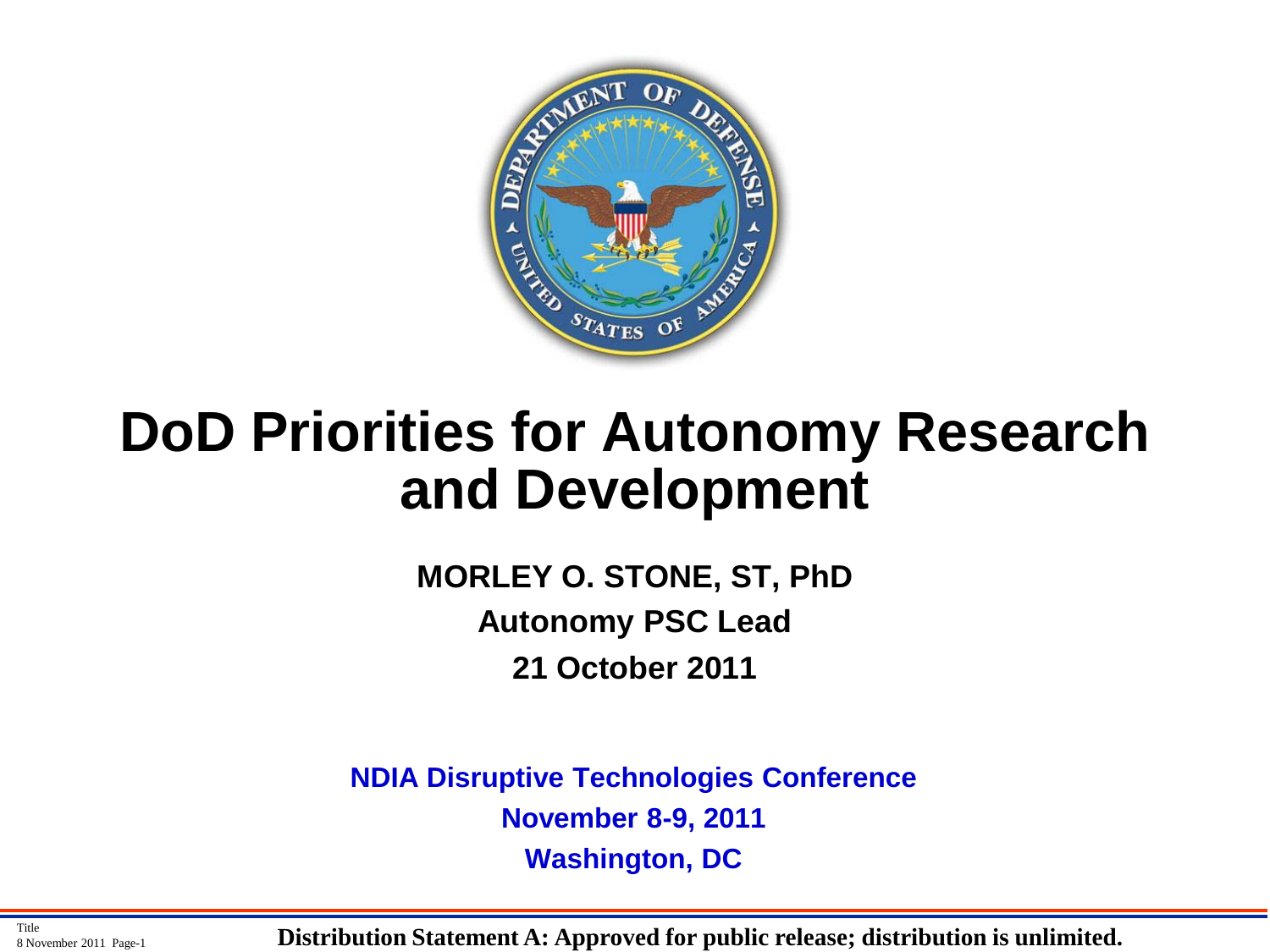# DoD Priorities for Autonomy Research and Development

**MORLEY O. STONE, ST, PhD**

**Autonomy PSC Lead**

**21 October 2011**

**NDIA Disruptive Technologies Conference**

**November 8-9, 2011**

**Washington, DC**

**Distribution Statement A: Approved for public release; distribution is unlimited.**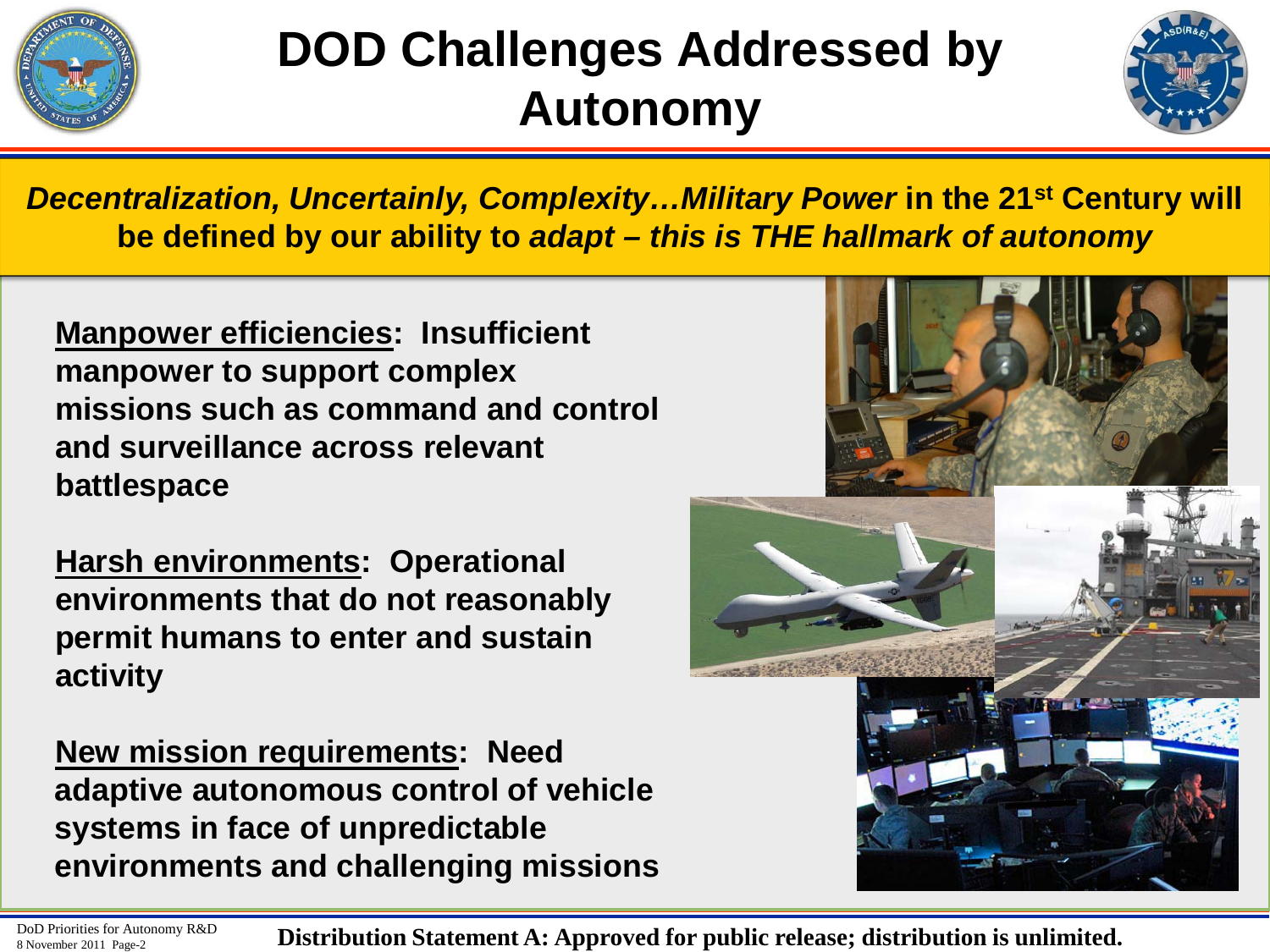# DOD Challenges Addressed by Autonomy

***Decentralization, Uncertainly, Complexity…Military Power*** **in the 21st Century will be defined by our ability to *adapt – this is THE hallmark of autonomy***

**Manpower efficiencies: Insufficient manpower to support complex missions such as command and control and surveillance across relevant battlespace**

**Harsh environments: Operational environments that do not reasonably permit humans to enter and sustain activity**

**New mission requirements: Need adaptive autonomous control of vehicle systems in face of unpredictable environments and challenging missions**

**Distribution Statement A: Approved for public release; distribution is unlimited.**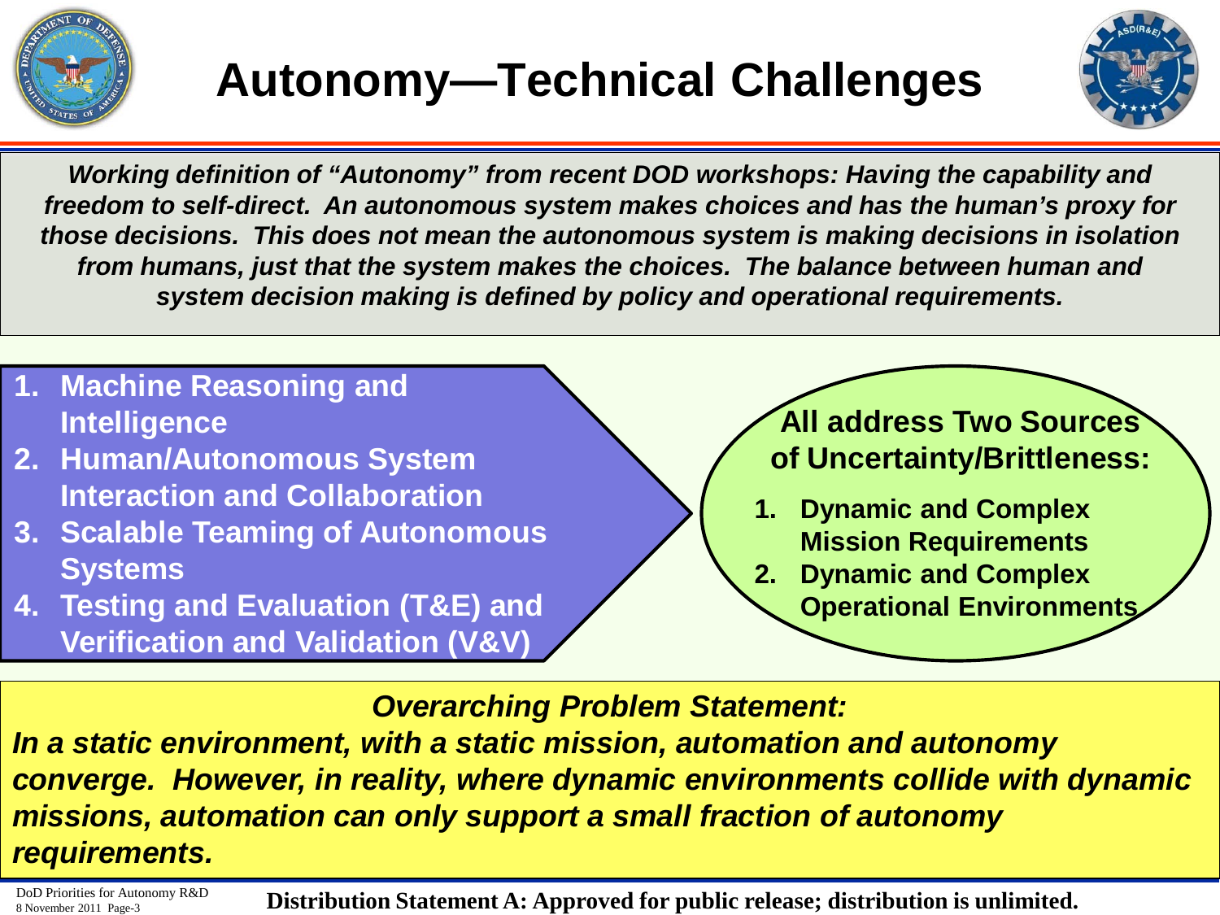# Autonomy—Technical Challenges

*Working definition of "Autonomy" from recent DOD workshops: Having the capability and freedom to self-direct. An autonomous system makes choices and has the human's proxy for those decisions. This does not mean the autonomous system is making decisions in isolation from humans, just that the system makes the choices. The balance between human and system decision making is defined by policy and operational requirements.*

1. **Machine Reasoning and Intelligence**
2. **Human/Autonomous System Interaction and Collaboration**
3. **Scalable Teaming of Autonomous Systems**
4. **Testing and Evaluation (T&E) and Verification and Validation (V&V)**

**All address Two Sources of Uncertainty/Brittleness:**

1. **Dynamic and Complex Mission Requirements**
2. **Dynamic and Complex Operational Environments**

***Overarching Problem Statement:***

***In a static environment, with a static mission, automation and autonomy converge. However, in reality, where dynamic environments collide with dynamic missions, automation can only support a small fraction of autonomy requirements.***

**Distribution Statement A: Approved for public release; distribution is unlimited.**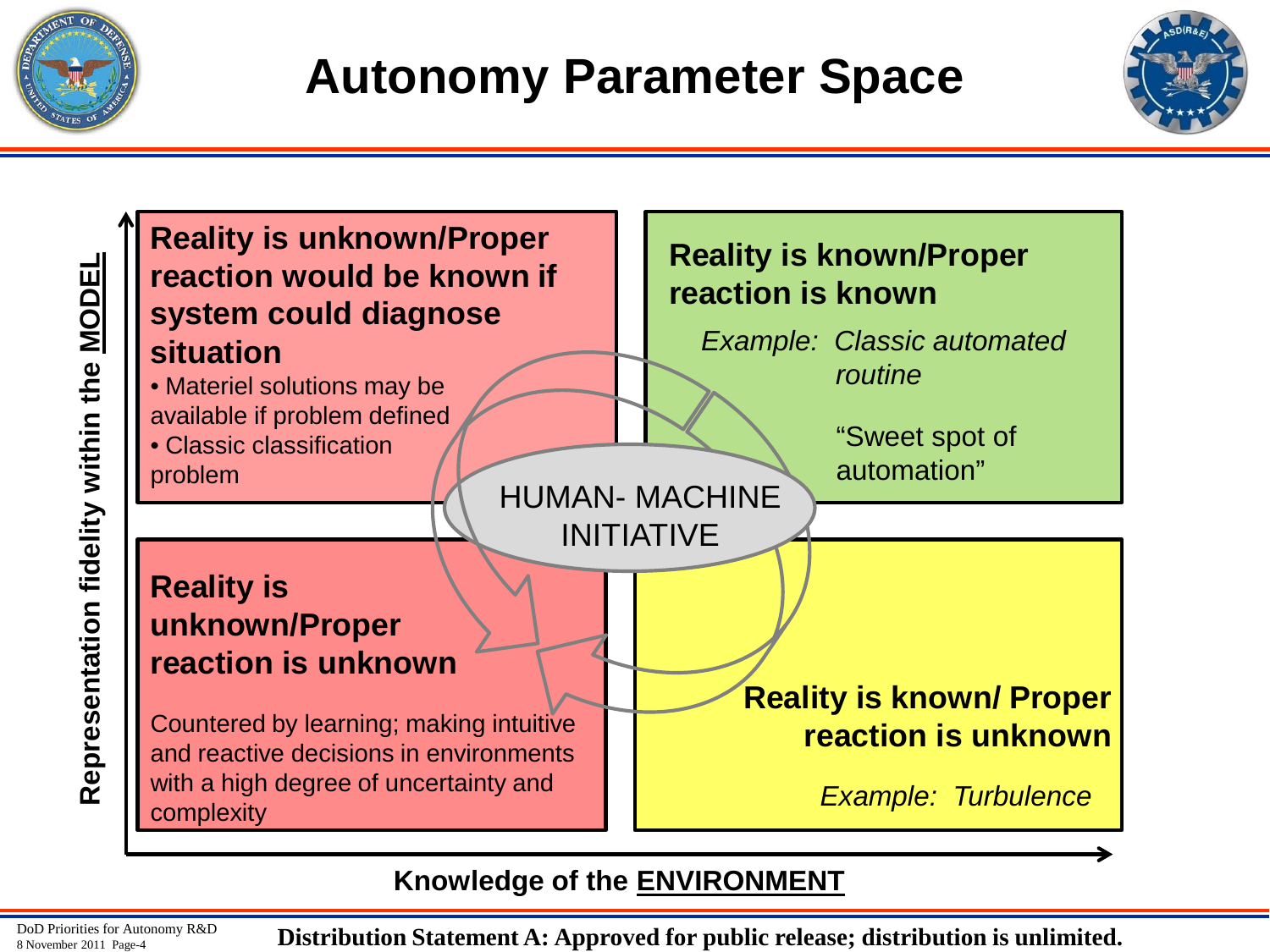# Autonomy Parameter Space

**Reality is unknown/Proper reaction would be known if system could diagnose situation**

- Materiel solutions may be available if problem defined
- Classic classification problem

**Reality is known/Proper reaction is known**

*Example: Classic automated routine*

"Sweet spot of automation"

HUMAN- MACHINE INITIATIVE

**Reality is unknown/Proper reaction is unknown**

Countered by learning; making intuitive and reactive decisions in environments with a high degree of uncertainty and complexity

**Reality is known/ Proper reaction is unknown**

*Example: Turbulence*

Representation fidelity within the MODEL

Knowledge of the ENVIRONMENT

**Distribution Statement A: Approved for public release; distribution is unlimited.**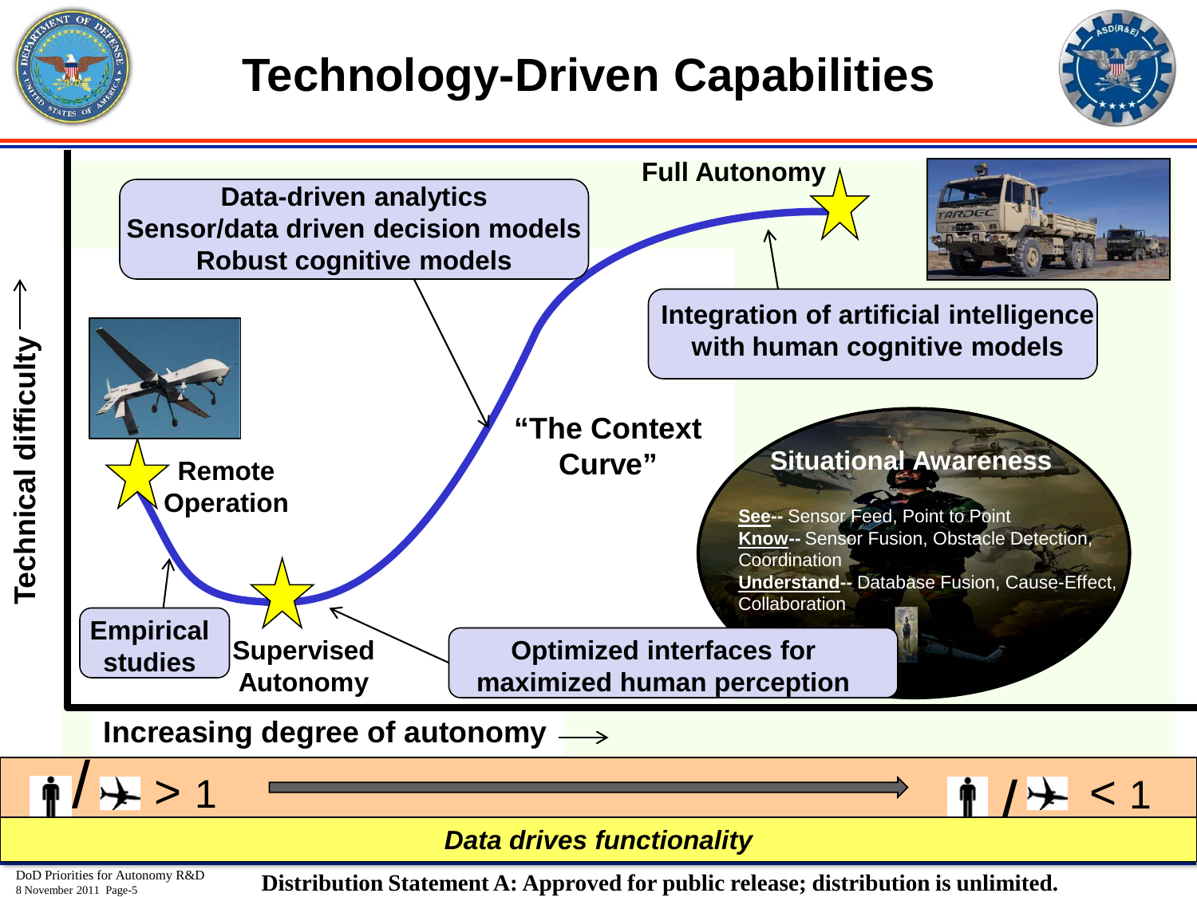# Technology-Driven Capabilities

Full Autonomy

Data-driven analytics
Sensor/data driven decision models
Robust cognitive models

Integration of artificial intelligence with human cognitive models

"The Context Curve"

Remote Operation

Situational Awareness

**See**-- Sensor Feed, Point to Point
**Know**-- Sensor Fusion, Obstacle Detection, Coordination
**Understand**-- Database Fusion, Cause-Effect, Collaboration

Empirical studies

Supervised Autonomy

Optimized interfaces for maximized human perception

Technical difficulty

Increasing degree of autonomy

/ > 1

/ < 1

*Data drives functionality*

DoD Priorities for Autonomy R&D
8 November 2011

**Distribution Statement A: Approved for public release; distribution is unlimited.**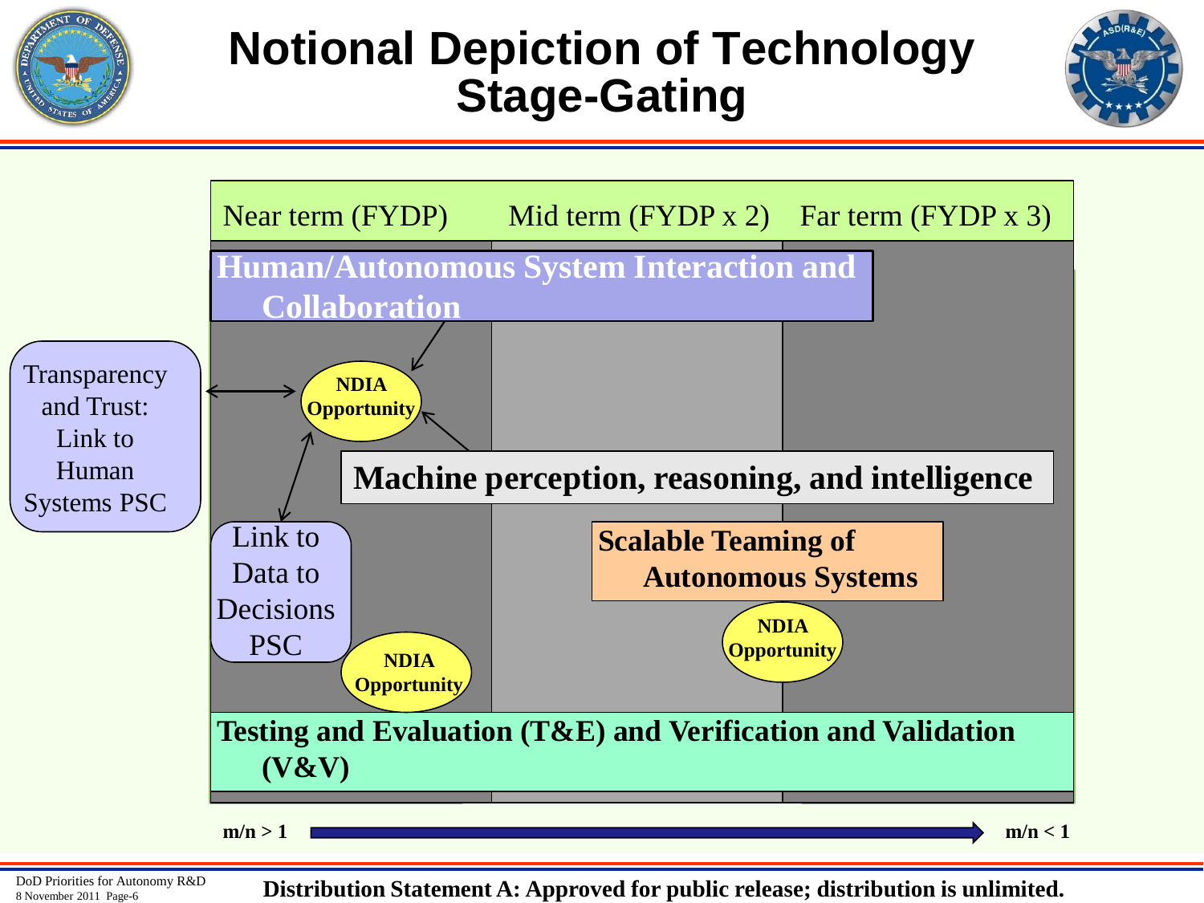# Notional Depiction of Technology Stage-Gating

Near term (FYDP)

Mid term (FYDP x 2)

Far term (FYDP x 3)

Human/Autonomous System Interaction and Collaboration

Transparency and Trust: Link to Human Systems PSC

NDIA Opportunity

Machine perception, reasoning, and intelligence

Link to Data to Decisions PSC

Scalable Teaming of Autonomous Systems

NDIA Opportunity

NDIA Opportunity

Testing and Evaluation (T&E) and Verification and Validation (V&V)

m/n > 1

m/n < 1

DoD Priorities for Autonomy R&D
8 November 2011

**Distribution Statement A: Approved for public release; distribution is unlimited.**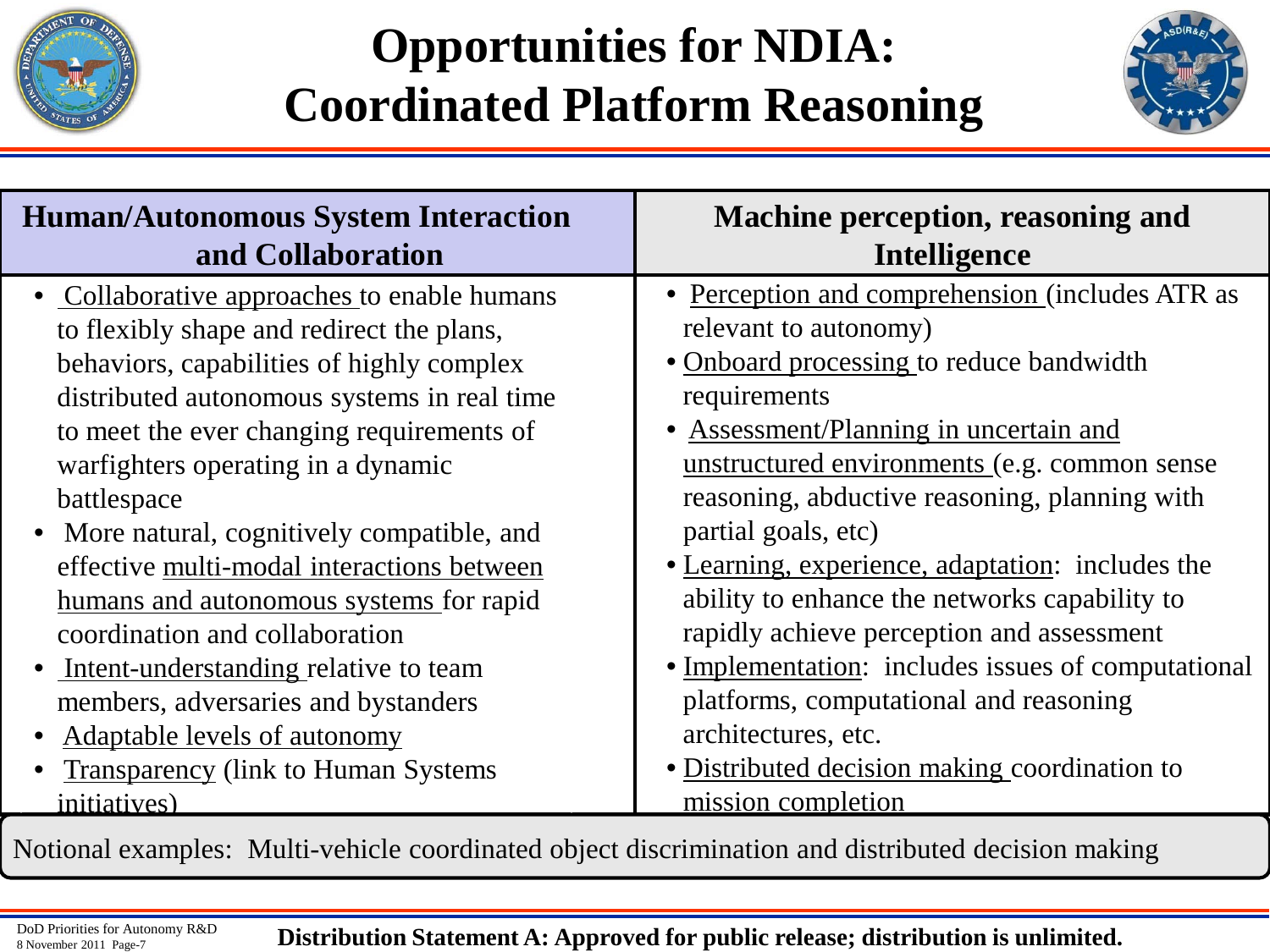# Opportunities for NDIA: Coordinated Platform Reasoning

| Human/Autonomous System Interaction and Collaboration | Machine perception, reasoning and Intelligence |
|---|---|
| • Collaborative approaches to enable humans to flexibly shape and redirect the plans, behaviors, capabilities of highly complex distributed autonomous systems in real time to meet the ever changing requirements of warfighters operating in a dynamic battlespace<br>• More natural, cognitively compatible, and effective multi-modal interactions between humans and autonomous systems for rapid coordination and collaboration<br>• Intent-understanding relative to team members, adversaries and bystanders<br>• Adaptable levels of autonomy<br>• Transparency (link to Human Systems initiatives) | • Perception and comprehension (includes ATR as relevant to autonomy)<br>• Onboard processing to reduce bandwidth requirements<br>• Assessment/Planning in uncertain and unstructured environments (e.g. common sense reasoning, abductive reasoning, planning with partial goals, etc)<br>• Learning, experience, adaptation: includes the ability to enhance the networks capability to rapidly achieve perception and assessment<br>• Implementation: includes issues of computational platforms, computational and reasoning architectures, etc.<br>• Distributed decision making coordination to mission completion |

Notional examples: Multi-vehicle coordinated object discrimination and distributed decision making

DoD Priorities for Autonomy R&D
8 November 2011

**Distribution Statement A: Approved for public release; distribution is unlimited.**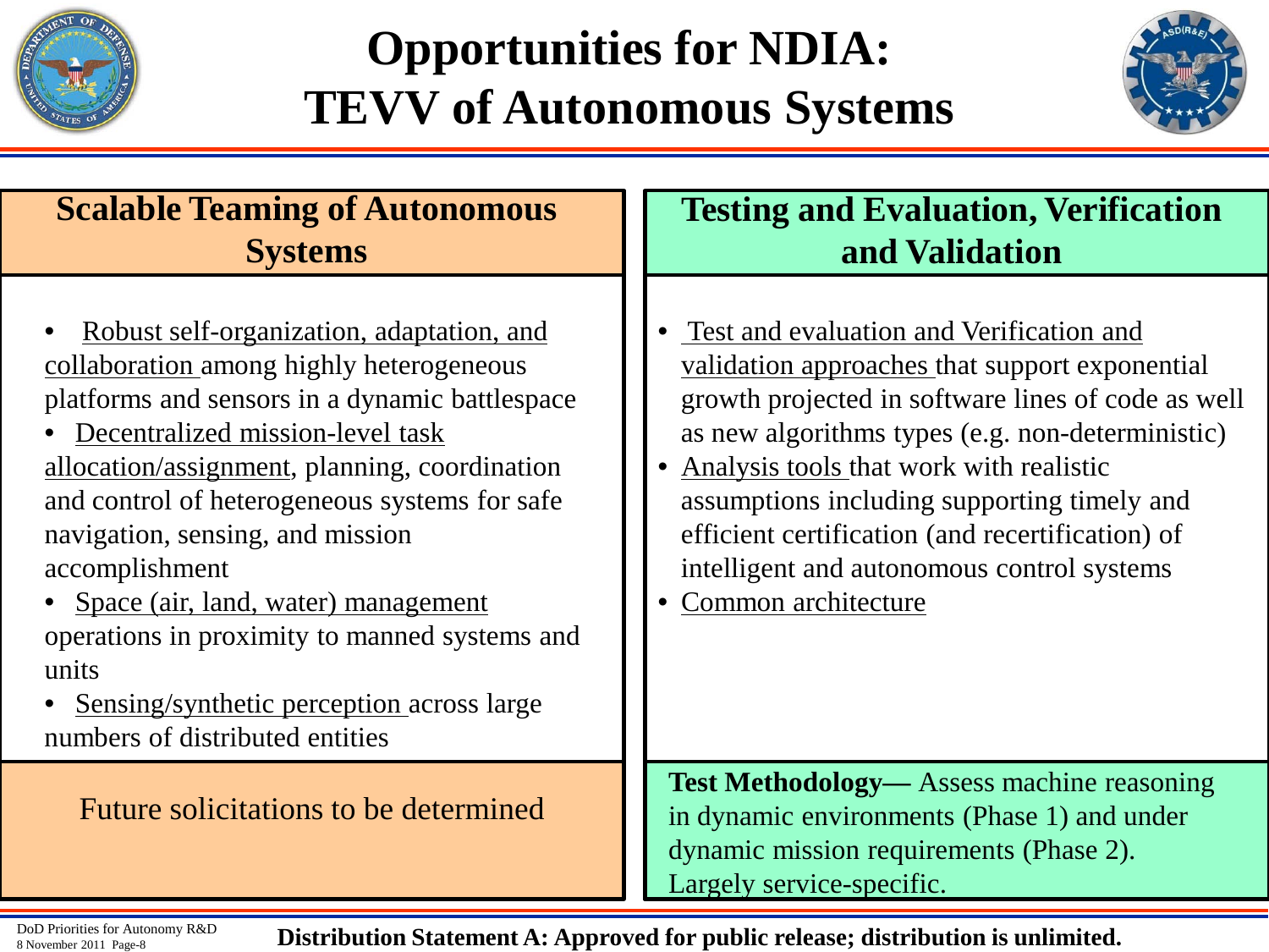# Opportunities for NDIA: TEVV of Autonomous Systems

## Scalable Teaming of Autonomous Systems

- Robust self-organization, adaptation, and collaboration among highly heterogeneous platforms and sensors in a dynamic battlespace
- Decentralized mission-level task allocation/assignment, planning, coordination and control of heterogeneous systems for safe navigation, sensing, and mission accomplishment
- Space (air, land, water) management operations in proximity to manned systems and units
- Sensing/synthetic perception across large numbers of distributed entities

Future solicitations to be determined

## Testing and Evaluation, Verification and Validation

- Test and evaluation and Verification and validation approaches that support exponential growth projected in software lines of code as well as new algorithms types (e.g. non-deterministic)
- Analysis tools that work with realistic assumptions including supporting timely and efficient certification (and recertification) of intelligent and autonomous control systems
- Common architecture

**Test Methodology—** Assess machine reasoning in dynamic environments (Phase 1) and under dynamic mission requirements (Phase 2). Largely service-specific.

**Distribution Statement A: Approved for public release; distribution is unlimited.**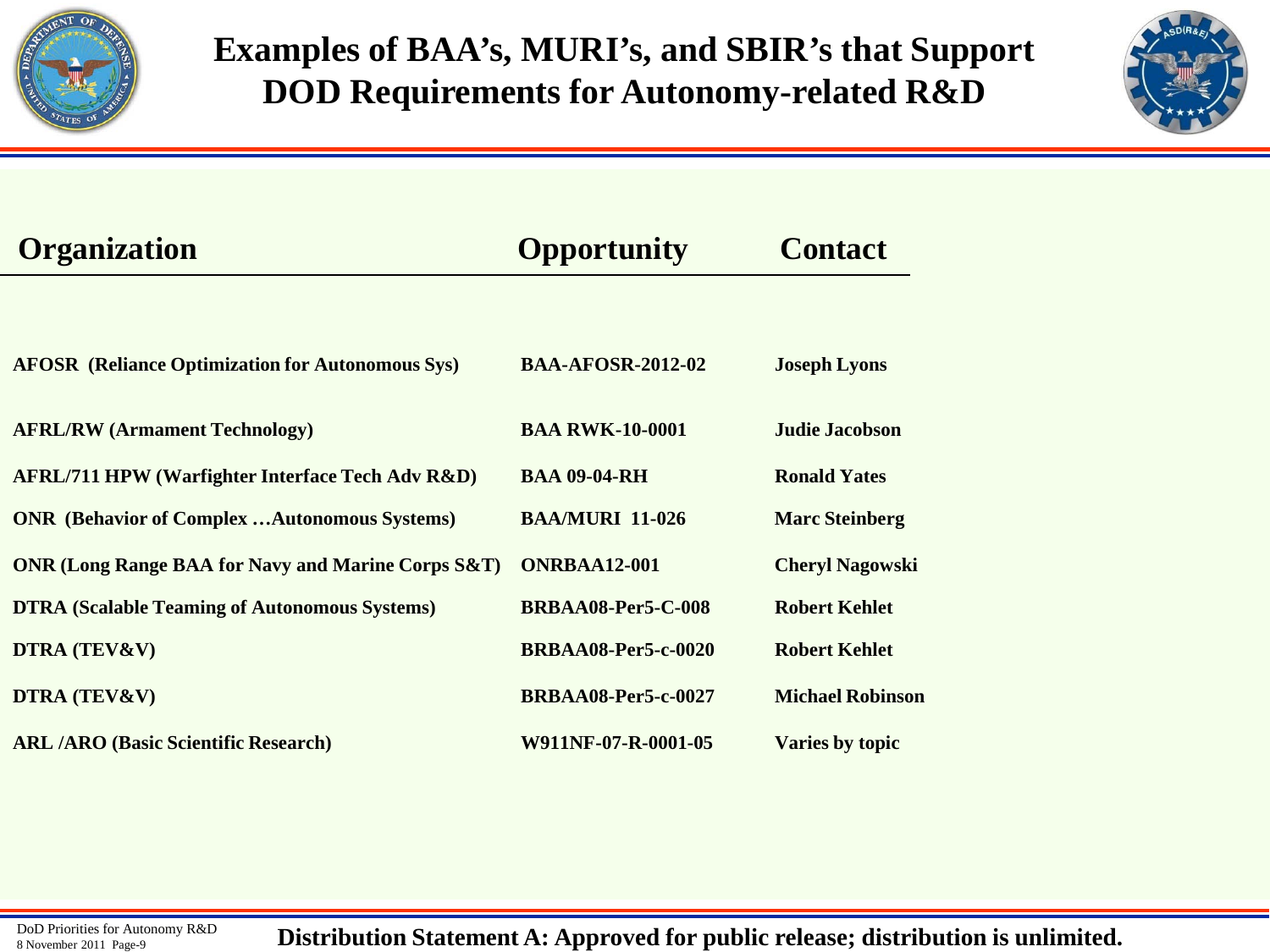# Examples of BAA's, MURI's, and SBIR's that Support DOD Requirements for Autonomy-related R&D

| Organization | Opportunity | Contact |
|---|---|---|
| AFOSR (Reliance Optimization for Autonomous Sys) | BAA-AFOSR-2012-02 | Joseph Lyons |
| AFRL/RW (Armament Technology) | BAA RWK-10-0001 | Judie Jacobson |
| AFRL/711 HPW (Warfighter Interface Tech Adv R&D) | BAA 09-04-RH | Ronald Yates |
| ONR (Behavior of Complex …Autonomous Systems) | BAA/MURI 11-026 | Marc Steinberg |
| ONR (Long Range BAA for Navy and Marine Corps S&T) | ONRBAA12-001 | Cheryl Nagowski |
| DTRA (Scalable Teaming of Autonomous Systems) | BRBAA08-Per5-C-008 | Robert Kehlet |
| DTRA (TEV&V) | BRBAA08-Per5-c-0020 | Robert Kehlet |
| DTRA (TEV&V) | BRBAA08-Per5-c-0027 | Michael Robinson |
| ARL /ARO (Basic Scientific Research) | W911NF-07-R-0001-05 | Varies by topic |

**Distribution Statement A: Approved for public release; distribution is unlimited.**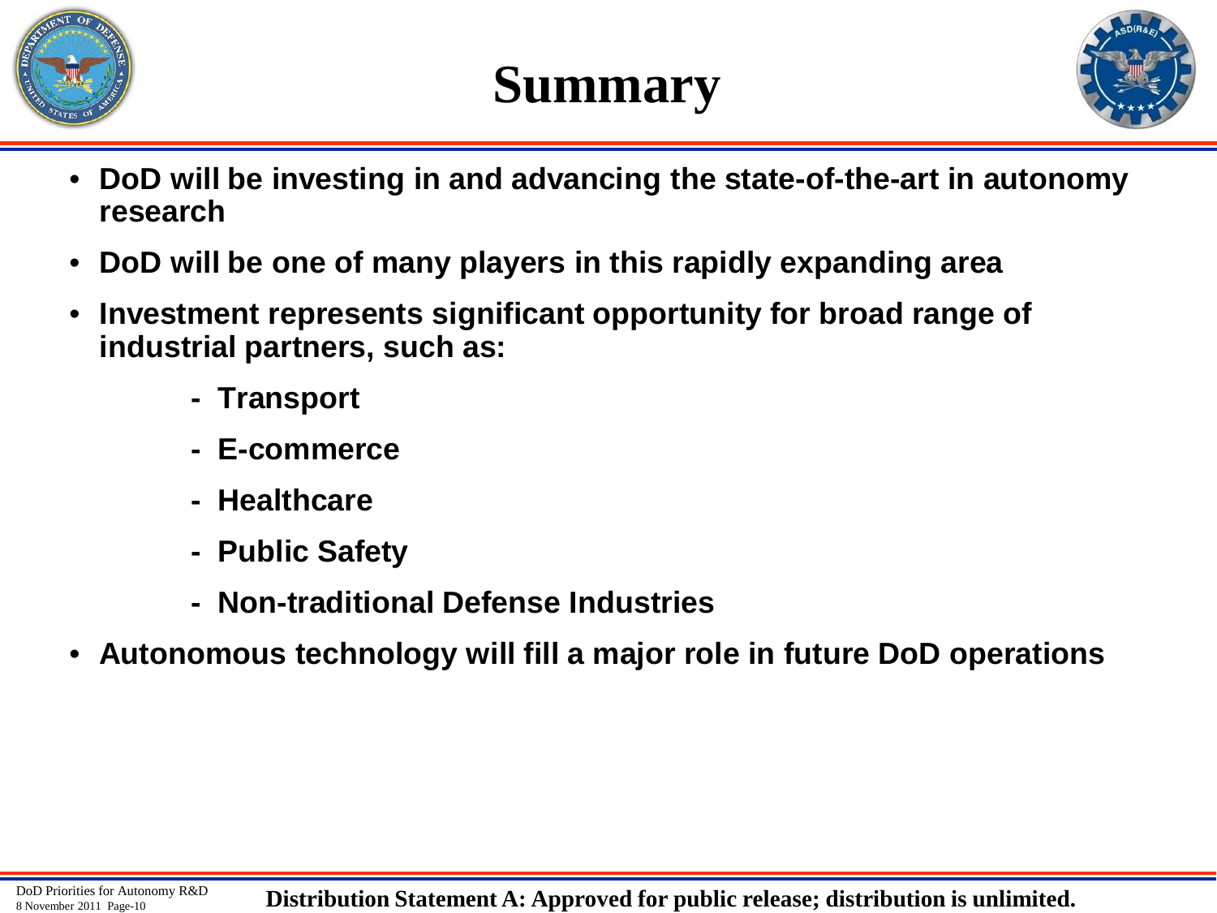# Summary

- **DoD will be investing in and advancing the state-of-the-art in autonomy research**
- **DoD will be one of many players in this rapidly expanding area**
- **Investment represents significant opportunity for broad range of industrial partners, such as:**
  - **Transport**
  - **E-commerce**
  - **Healthcare**
  - **Public Safety**
  - **Non-traditional Defense Industries**
- **Autonomous technology will fill a major role in future DoD operations**

**Distribution Statement A: Approved for public release; distribution is unlimited.**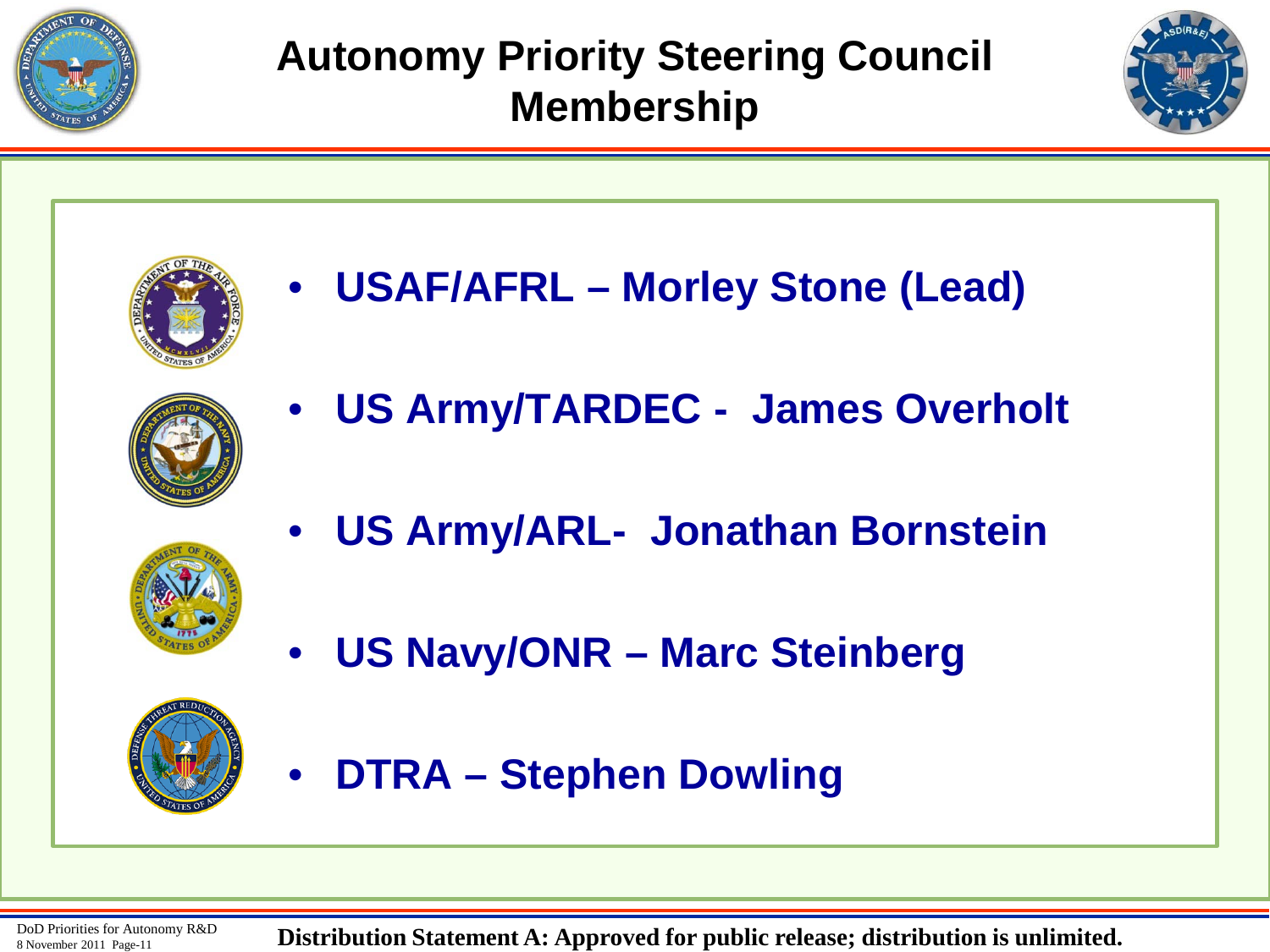# Autonomy Priority Steering Council Membership

- **USAF/AFRL – Morley Stone (Lead)**
- **US Army/TARDEC - James Overholt**
- **US Army/ARL- Jonathan Bornstein**
- **US Navy/ONR – Marc Steinberg**
- **DTRA – Stephen Dowling**

**Distribution Statement A: Approved for public release; distribution is unlimited.**